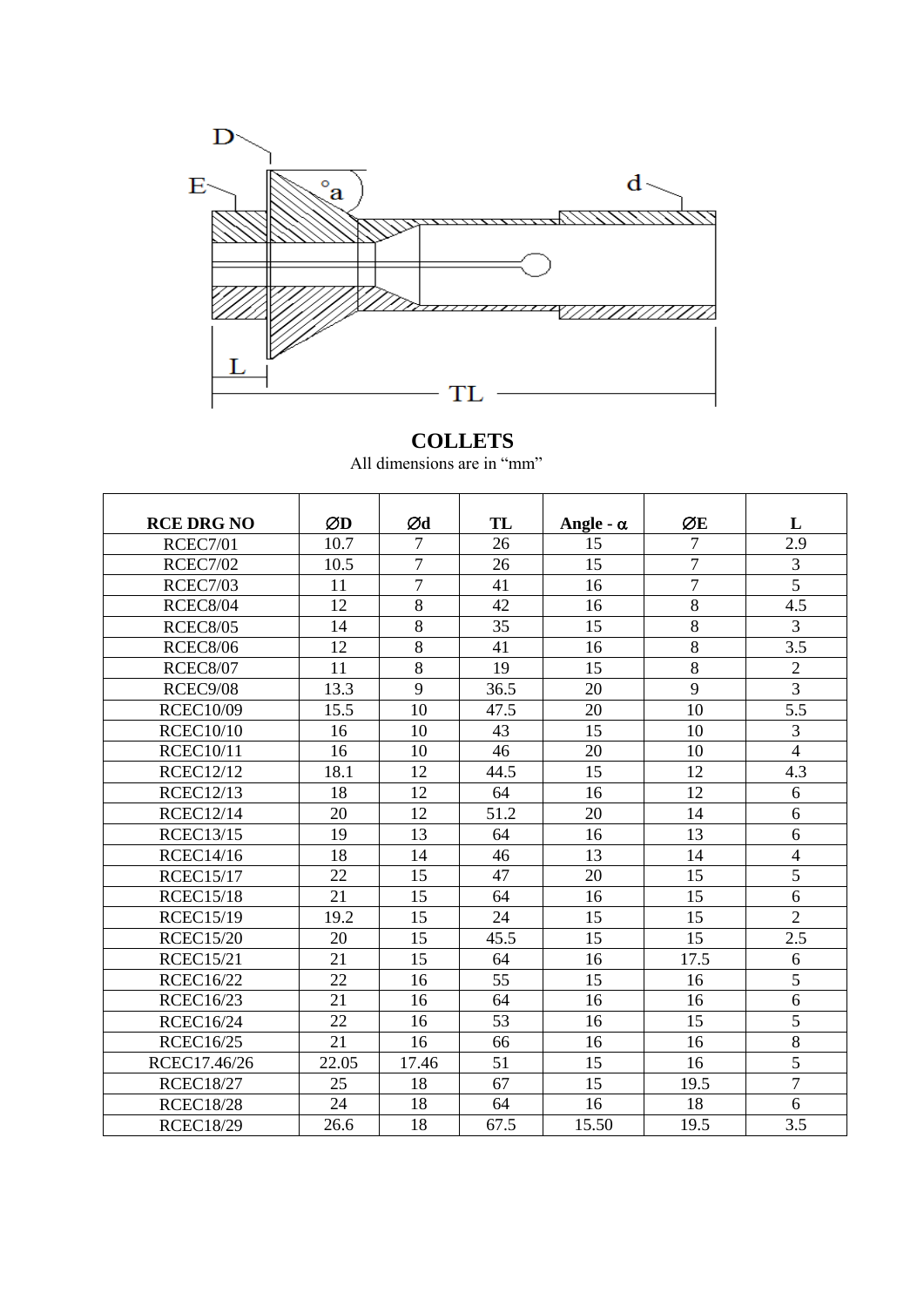# COLLETS

All dimensions are in "mm"

| RCE DRG NO | ∅D | ∅d | TL | Angle - α | ∅E | L |
|---|---|---|---|---|---|---|
| RCEC7/01 | 10.7 | 7 | 26 | 15 | 7 | 2.9 |
| RCEC7/02 | 10.5 | 7 | 26 | 15 | 7 | 3 |
| RCEC7/03 | 11 | 7 | 41 | 16 | 7 | 5 |
| RCEC8/04 | 12 | 8 | 42 | 16 | 8 | 4.5 |
| RCEC8/05 | 14 | 8 | 35 | 15 | 8 | 3 |
| RCEC8/06 | 12 | 8 | 41 | 16 | 8 | 3.5 |
| RCEC8/07 | 11 | 8 | 19 | 15 | 8 | 2 |
| RCEC9/08 | 13.3 | 9 | 36.5 | 20 | 9 | 3 |
| RCEC10/09 | 15.5 | 10 | 47.5 | 20 | 10 | 5.5 |
| RCEC10/10 | 16 | 10 | 43 | 15 | 10 | 3 |
| RCEC10/11 | 16 | 10 | 46 | 20 | 10 | 4 |
| RCEC12/12 | 18.1 | 12 | 44.5 | 15 | 12 | 4.3 |
| RCEC12/13 | 18 | 12 | 64 | 16 | 12 | 6 |
| RCEC12/14 | 20 | 12 | 51.2 | 20 | 14 | 6 |
| RCEC13/15 | 19 | 13 | 64 | 16 | 13 | 6 |
| RCEC14/16 | 18 | 14 | 46 | 13 | 14 | 4 |
| RCEC15/17 | 22 | 15 | 47 | 20 | 15 | 5 |
| RCEC15/18 | 21 | 15 | 64 | 16 | 15 | 6 |
| RCEC15/19 | 19.2 | 15 | 24 | 15 | 15 | 2 |
| RCEC15/20 | 20 | 15 | 45.5 | 15 | 15 | 2.5 |
| RCEC15/21 | 21 | 15 | 64 | 16 | 17.5 | 6 |
| RCEC16/22 | 22 | 16 | 55 | 15 | 16 | 5 |
| RCEC16/23 | 21 | 16 | 64 | 16 | 16 | 6 |
| RCEC16/24 | 22 | 16 | 53 | 16 | 15 | 5 |
| RCEC16/25 | 21 | 16 | 66 | 16 | 16 | 8 |
| RCEC17.46/26 | 22.05 | 17.46 | 51 | 15 | 16 | 5 |
| RCEC18/27 | 25 | 18 | 67 | 15 | 19.5 | 7 |
| RCEC18/28 | 24 | 18 | 64 | 16 | 18 | 6 |
| RCEC18/29 | 26.6 | 18 | 67.5 | 15.50 | 19.5 | 3.5 |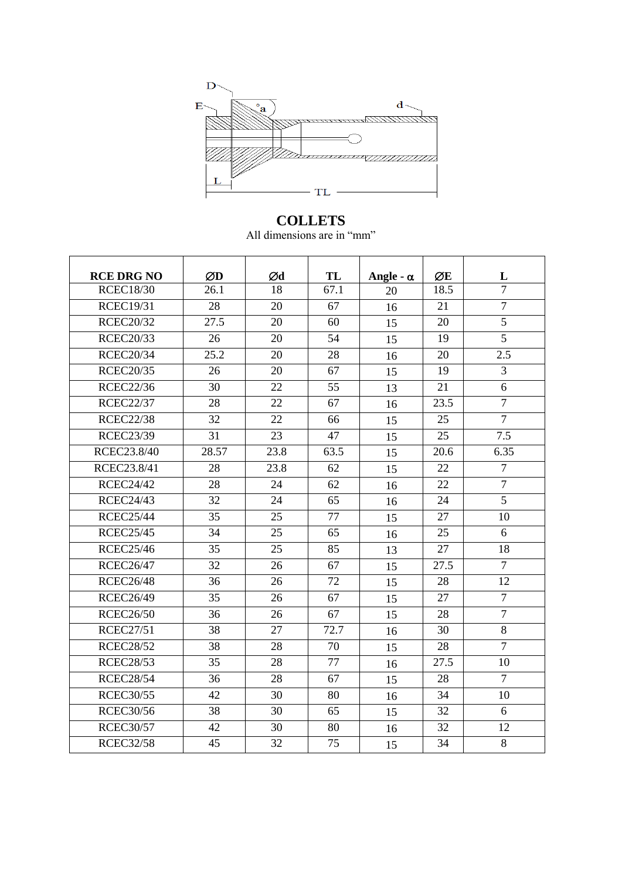## COLLETS

All dimensions are in "mm"

| RCE DRG NO | ∅D | ∅d | TL | Angle - α | ∅E | L |
|---|---|---|---|---|---|---|
| RCEC18/30 | 26.1 | 18 | 67.1 | 20 | 18.5 | 7 |
| RCEC19/31 | 28 | 20 | 67 | 16 | 21 | 7 |
| RCEC20/32 | 27.5 | 20 | 60 | 15 | 20 | 5 |
| RCEC20/33 | 26 | 20 | 54 | 15 | 19 | 5 |
| RCEC20/34 | 25.2 | 20 | 28 | 16 | 20 | 2.5 |
| RCEC20/35 | 26 | 20 | 67 | 15 | 19 | 3 |
| RCEC22/36 | 30 | 22 | 55 | 13 | 21 | 6 |
| RCEC22/37 | 28 | 22 | 67 | 16 | 23.5 | 7 |
| RCEC22/38 | 32 | 22 | 66 | 15 | 25 | 7 |
| RCEC23/39 | 31 | 23 | 47 | 15 | 25 | 7.5 |
| RCEC23.8/40 | 28.57 | 23.8 | 63.5 | 15 | 20.6 | 6.35 |
| RCEC23.8/41 | 28 | 23.8 | 62 | 15 | 22 | 7 |
| RCEC24/42 | 28 | 24 | 62 | 16 | 22 | 7 |
| RCEC24/43 | 32 | 24 | 65 | 16 | 24 | 5 |
| RCEC25/44 | 35 | 25 | 77 | 15 | 27 | 10 |
| RCEC25/45 | 34 | 25 | 65 | 16 | 25 | 6 |
| RCEC25/46 | 35 | 25 | 85 | 13 | 27 | 18 |
| RCEC26/47 | 32 | 26 | 67 | 15 | 27.5 | 7 |
| RCEC26/48 | 36 | 26 | 72 | 15 | 28 | 12 |
| RCEC26/49 | 35 | 26 | 67 | 15 | 27 | 7 |
| RCEC26/50 | 36 | 26 | 67 | 15 | 28 | 7 |
| RCEC27/51 | 38 | 27 | 72.7 | 16 | 30 | 8 |
| RCEC28/52 | 38 | 28 | 70 | 15 | 28 | 7 |
| RCEC28/53 | 35 | 28 | 77 | 16 | 27.5 | 10 |
| RCEC28/54 | 36 | 28 | 67 | 15 | 28 | 7 |
| RCEC30/55 | 42 | 30 | 80 | 16 | 34 | 10 |
| RCEC30/56 | 38 | 30 | 65 | 15 | 32 | 6 |
| RCEC30/57 | 42 | 30 | 80 | 16 | 32 | 12 |
| RCEC32/58 | 45 | 32 | 75 | 15 | 34 | 8 |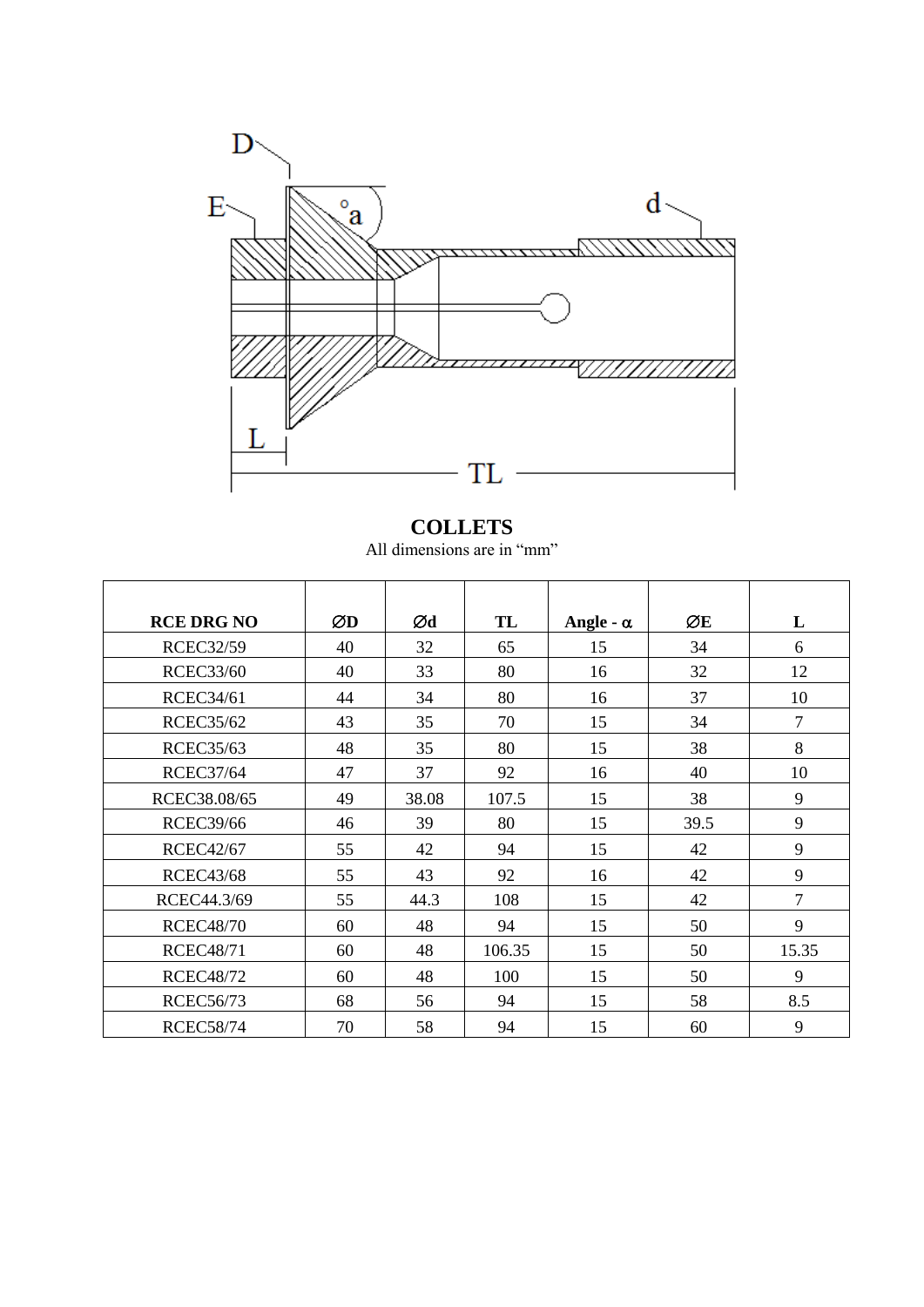D

E

°a

d

L

TL

**COLLETS**

All dimensions are in “mm”

| RCE DRG NO | ∅D | ∅d | TL | Angle - α | ∅E | L |
|---|---|---|---|---|---|---|
| RCEC32/59 | 40 | 32 | 65 | 15 | 34 | 6 |
| RCEC33/60 | 40 | 33 | 80 | 16 | 32 | 12 |
| RCEC34/61 | 44 | 34 | 80 | 16 | 37 | 10 |
| RCEC35/62 | 43 | 35 | 70 | 15 | 34 | 7 |
| RCEC35/63 | 48 | 35 | 80 | 15 | 38 | 8 |
| RCEC37/64 | 47 | 37 | 92 | 16 | 40 | 10 |
| RCEC38.08/65 | 49 | 38.08 | 107.5 | 15 | 38 | 9 |
| RCEC39/66 | 46 | 39 | 80 | 15 | 39.5 | 9 |
| RCEC42/67 | 55 | 42 | 94 | 15 | 42 | 9 |
| RCEC43/68 | 55 | 43 | 92 | 16 | 42 | 9 |
| RCEC44.3/69 | 55 | 44.3 | 108 | 15 | 42 | 7 |
| RCEC48/70 | 60 | 48 | 94 | 15 | 50 | 9 |
| RCEC48/71 | 60 | 48 | 106.35 | 15 | 50 | 15.35 |
| RCEC48/72 | 60 | 48 | 100 | 15 | 50 | 9 |
| RCEC56/73 | 68 | 56 | 94 | 15 | 58 | 8.5 |
| RCEC58/74 | 70 | 58 | 94 | 15 | 60 | 9 |